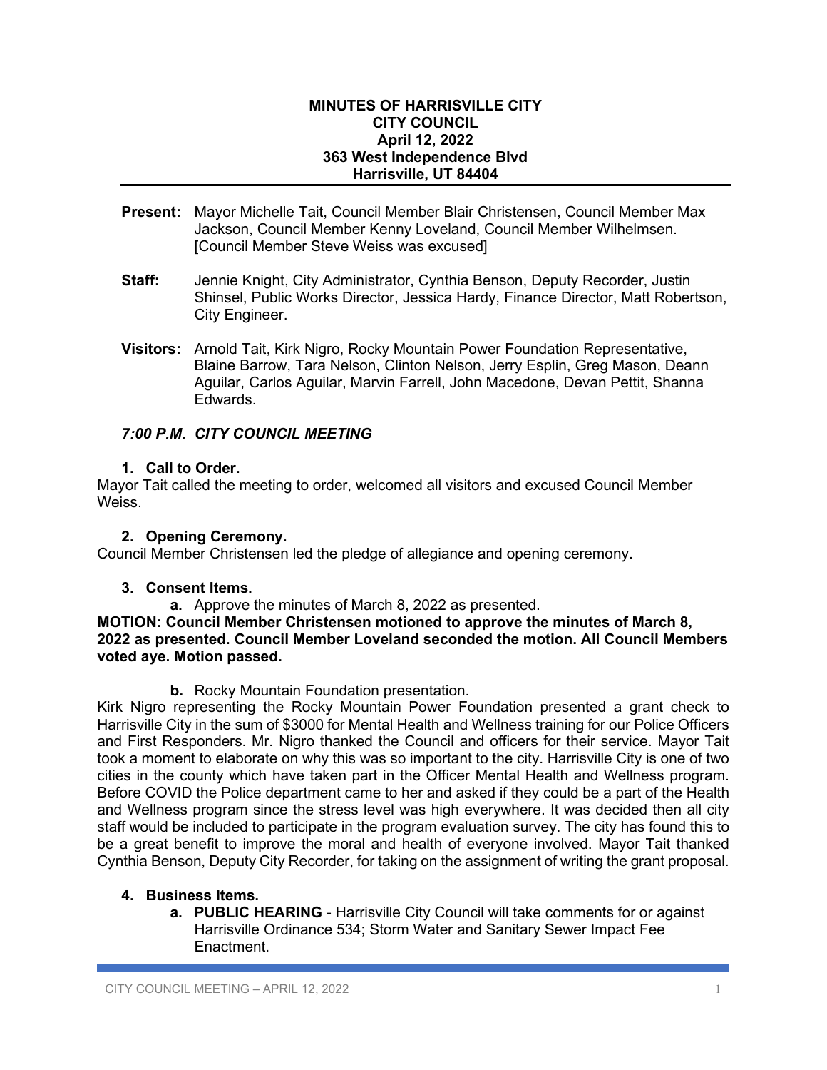**MINUTES OF HARRISVILLE CITY**
**CITY COUNCIL**
**April 12, 2022**
**363 West Independence Blvd**
**Harrisville, UT 84404**

---

**Present:** Mayor Michelle Tait, Council Member Blair Christensen, Council Member Max Jackson, Council Member Kenny Loveland, Council Member Wilhelmsen. [Council Member Steve Weiss was excused]

**Staff:** Jennie Knight, City Administrator, Cynthia Benson, Deputy Recorder, Justin Shinsel, Public Works Director, Jessica Hardy, Finance Director, Matt Robertson, City Engineer.

**Visitors:** Arnold Tait, Kirk Nigro, Rocky Mountain Power Foundation Representative, Blaine Barrow, Tara Nelson, Clinton Nelson, Jerry Esplin, Greg Mason, Deann Aguilar, Carlos Aguilar, Marvin Farrell, John Macedone, Devan Pettit, Shanna Edwards.

## *7:00 P.M. CITY COUNCIL MEETING*

**1. Call to Order.**

Mayor Tait called the meeting to order, welcomed all visitors and excused Council Member Weiss.

**2. Opening Ceremony.**

Council Member Christensen led the pledge of allegiance and opening ceremony.

**3. Consent Items.**

**a.** Approve the minutes of March 8, 2022 as presented.

**MOTION: Council Member Christensen motioned to approve the minutes of March 8, 2022 as presented. Council Member Loveland seconded the motion. All Council Members voted aye. Motion passed.**

**b.** Rocky Mountain Foundation presentation.

Kirk Nigro representing the Rocky Mountain Power Foundation presented a grant check to Harrisville City in the sum of $3000 for Mental Health and Wellness training for our Police Officers and First Responders. Mr. Nigro thanked the Council and officers for their service. Mayor Tait took a moment to elaborate on why this was so important to the city. Harrisville City is one of two cities in the county which have taken part in the Officer Mental Health and Wellness program. Before COVID the Police department came to her and asked if they could be a part of the Health and Wellness program since the stress level was high everywhere. It was decided then all city staff would be included to participate in the program evaluation survey. The city has found this to be a great benefit to improve the moral and health of everyone involved. Mayor Tait thanked Cynthia Benson, Deputy City Recorder, for taking on the assignment of writing the grant proposal.

**4. Business Items.**

**a. PUBLIC HEARING** - Harrisville City Council will take comments for or against Harrisville Ordinance 534; Storm Water and Sanitary Sewer Impact Fee Enactment.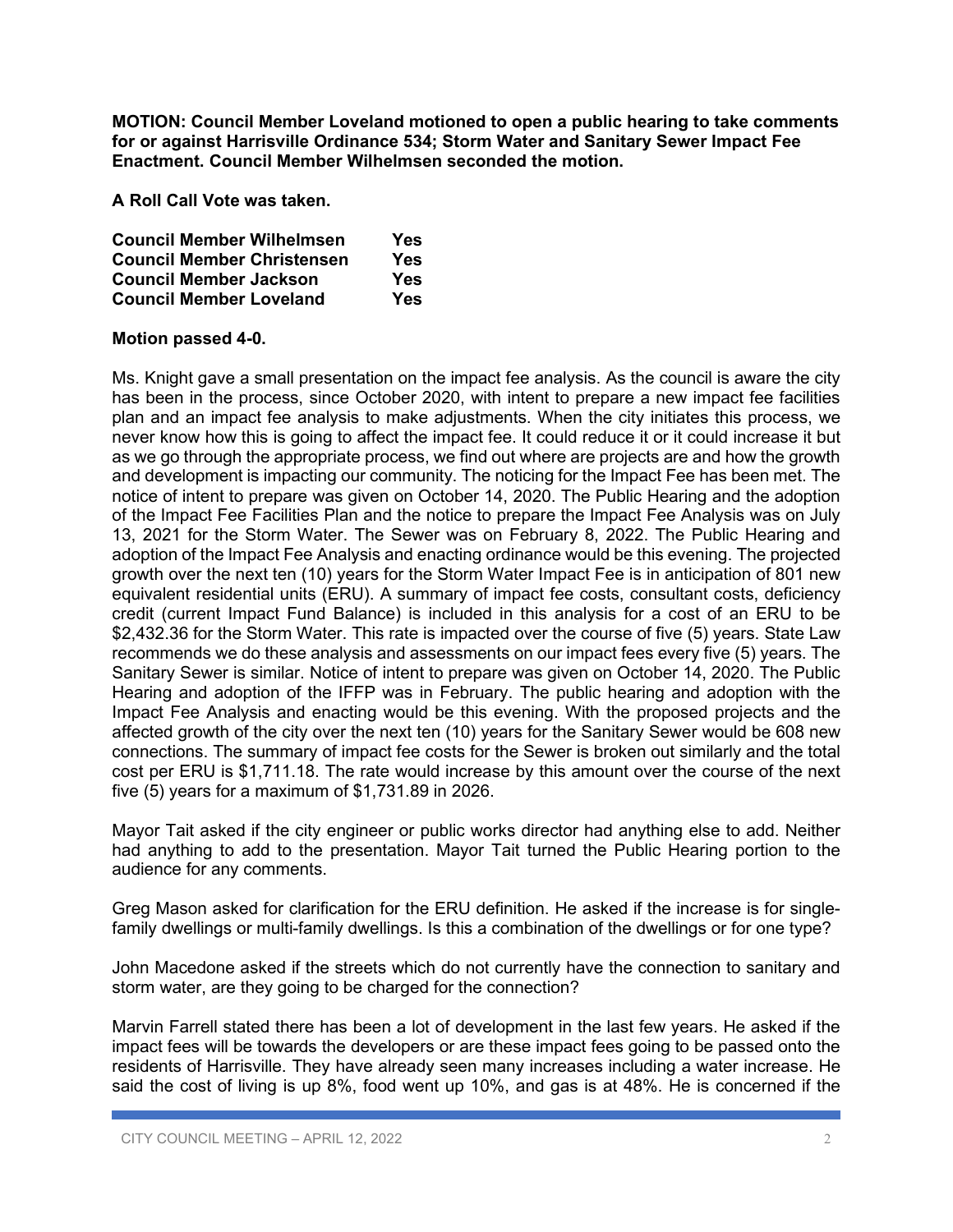**MOTION: Council Member Loveland motioned to open a public hearing to take comments for or against Harrisville Ordinance 534; Storm Water and Sanitary Sewer Impact Fee Enactment. Council Member Wilhelmsen seconded the motion.**

**A Roll Call Vote was taken.**

| | |
|---|---|
| **Council Member Wilhelmsen** | **Yes** |
| **Council Member Christensen** | **Yes** |
| **Council Member Jackson** | **Yes** |
| **Council Member Loveland** | **Yes** |

**Motion passed 4-0.**

Ms. Knight gave a small presentation on the impact fee analysis. As the council is aware the city has been in the process, since October 2020, with intent to prepare a new impact fee facilities plan and an impact fee analysis to make adjustments. When the city initiates this process, we never know how this is going to affect the impact fee. It could reduce it or it could increase it but as we go through the appropriate process, we find out where are projects are and how the growth and development is impacting our community. The noticing for the Impact Fee has been met. The notice of intent to prepare was given on October 14, 2020. The Public Hearing and the adoption of the Impact Fee Facilities Plan and the notice to prepare the Impact Fee Analysis was on July 13, 2021 for the Storm Water. The Sewer was on February 8, 2022. The Public Hearing and adoption of the Impact Fee Analysis and enacting ordinance would be this evening. The projected growth over the next ten (10) years for the Storm Water Impact Fee is in anticipation of 801 new equivalent residential units (ERU). A summary of impact fee costs, consultant costs, deficiency credit (current Impact Fund Balance) is included in this analysis for a cost of an ERU to be $2,432.36 for the Storm Water. This rate is impacted over the course of five (5) years. State Law recommends we do these analysis and assessments on our impact fees every five (5) years. The Sanitary Sewer is similar. Notice of intent to prepare was given on October 14, 2020. The Public Hearing and adoption of the IFFP was in February. The public hearing and adoption with the Impact Fee Analysis and enacting would be this evening. With the proposed projects and the affected growth of the city over the next ten (10) years for the Sanitary Sewer would be 608 new connections. The summary of impact fee costs for the Sewer is broken out similarly and the total cost per ERU is $1,711.18. The rate would increase by this amount over the course of the next five (5) years for a maximum of $1,731.89 in 2026.

Mayor Tait asked if the city engineer or public works director had anything else to add. Neither had anything to add to the presentation. Mayor Tait turned the Public Hearing portion to the audience for any comments.

Greg Mason asked for clarification for the ERU definition. He asked if the increase is for single-family dwellings or multi-family dwellings. Is this a combination of the dwellings or for one type?

John Macedone asked if the streets which do not currently have the connection to sanitary and storm water, are they going to be charged for the connection?

Marvin Farrell stated there has been a lot of development in the last few years. He asked if the impact fees will be towards the developers or are these impact fees going to be passed onto the residents of Harrisville. They have already seen many increases including a water increase. He said the cost of living is up 8%, food went up 10%, and gas is at 48%. He is concerned if the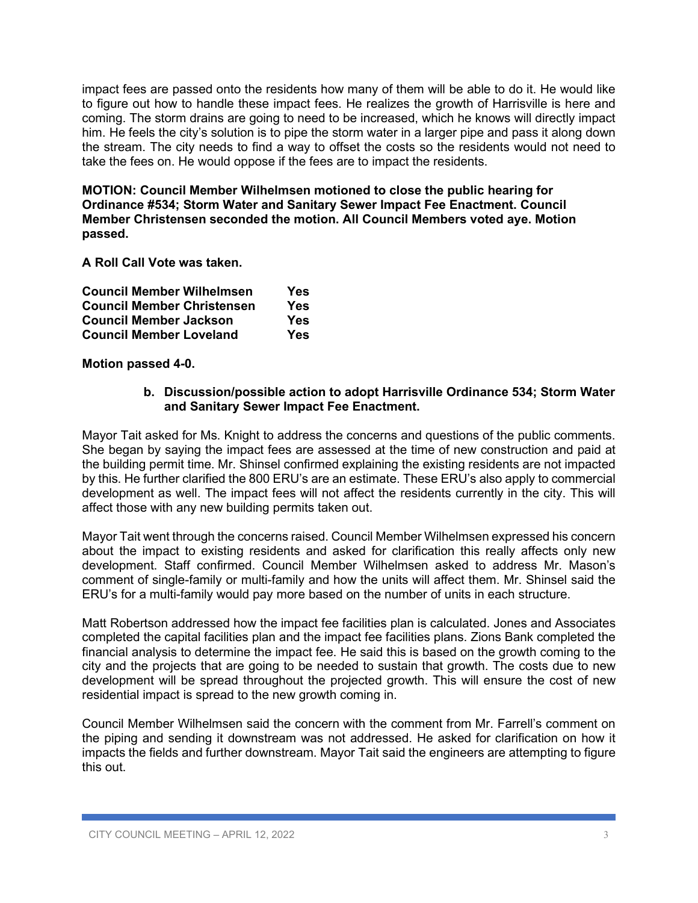impact fees are passed onto the residents how many of them will be able to do it. He would like to figure out how to handle these impact fees. He realizes the growth of Harrisville is here and coming. The storm drains are going to need to be increased, which he knows will directly impact him. He feels the city's solution is to pipe the storm water in a larger pipe and pass it along down the stream. The city needs to find a way to offset the costs so the residents would not need to take the fees on. He would oppose if the fees are to impact the residents.

**MOTION: Council Member Wilhelmsen motioned to close the public hearing for Ordinance #534; Storm Water and Sanitary Sewer Impact Fee Enactment. Council Member Christensen seconded the motion. All Council Members voted aye. Motion passed.**

**A Roll Call Vote was taken.**

| | |
|---|---|
| **Council Member Wilhelmsen** | **Yes** |
| **Council Member Christensen** | **Yes** |
| **Council Member Jackson** | **Yes** |
| **Council Member Loveland** | **Yes** |

**Motion passed 4-0.**

**b. Discussion/possible action to adopt Harrisville Ordinance 534; Storm Water and Sanitary Sewer Impact Fee Enactment.**

Mayor Tait asked for Ms. Knight to address the concerns and questions of the public comments. She began by saying the impact fees are assessed at the time of new construction and paid at the building permit time. Mr. Shinsel confirmed explaining the existing residents are not impacted by this. He further clarified the 800 ERU's are an estimate. These ERU's also apply to commercial development as well. The impact fees will not affect the residents currently in the city. This will affect those with any new building permits taken out.

Mayor Tait went through the concerns raised. Council Member Wilhelmsen expressed his concern about the impact to existing residents and asked for clarification this really affects only new development. Staff confirmed. Council Member Wilhelmsen asked to address Mr. Mason's comment of single-family or multi-family and how the units will affect them. Mr. Shinsel said the ERU's for a multi-family would pay more based on the number of units in each structure.

Matt Robertson addressed how the impact fee facilities plan is calculated. Jones and Associates completed the capital facilities plan and the impact fee facilities plans. Zions Bank completed the financial analysis to determine the impact fee. He said this is based on the growth coming to the city and the projects that are going to be needed to sustain that growth. The costs due to new development will be spread throughout the projected growth. This will ensure the cost of new residential impact is spread to the new growth coming in.

Council Member Wilhelmsen said the concern with the comment from Mr. Farrell's comment on the piping and sending it downstream was not addressed. He asked for clarification on how it impacts the fields and further downstream. Mayor Tait said the engineers are attempting to figure this out.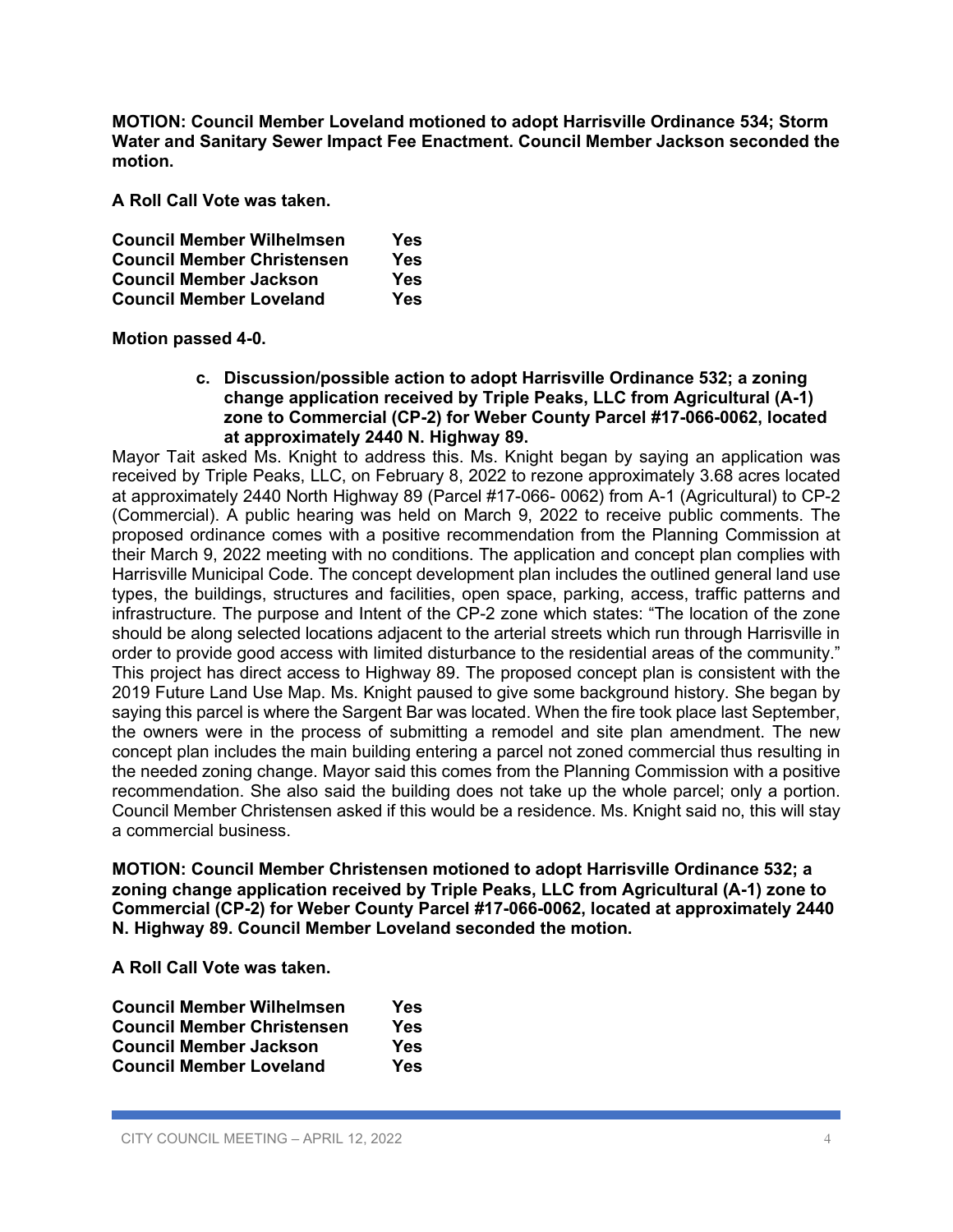**MOTION: Council Member Loveland motioned to adopt Harrisville Ordinance 534; Storm Water and Sanitary Sewer Impact Fee Enactment. Council Member Jackson seconded the motion.**

**A Roll Call Vote was taken.**

| | |
|---|---|
| **Council Member Wilhelmsen** | **Yes** |
| **Council Member Christensen** | **Yes** |
| **Council Member Jackson** | **Yes** |
| **Council Member Loveland** | **Yes** |

**Motion passed 4-0.**

**c. Discussion/possible action to adopt Harrisville Ordinance 532; a zoning change application received by Triple Peaks, LLC from Agricultural (A-1) zone to Commercial (CP-2) for Weber County Parcel #17-066-0062, located at approximately 2440 N. Highway 89.**

Mayor Tait asked Ms. Knight to address this. Ms. Knight began by saying an application was received by Triple Peaks, LLC, on February 8, 2022 to rezone approximately 3.68 acres located at approximately 2440 North Highway 89 (Parcel #17-066- 0062) from A-1 (Agricultural) to CP-2 (Commercial). A public hearing was held on March 9, 2022 to receive public comments. The proposed ordinance comes with a positive recommendation from the Planning Commission at their March 9, 2022 meeting with no conditions. The application and concept plan complies with Harrisville Municipal Code. The concept development plan includes the outlined general land use types, the buildings, structures and facilities, open space, parking, access, traffic patterns and infrastructure. The purpose and Intent of the CP-2 zone which states: "The location of the zone should be along selected locations adjacent to the arterial streets which run through Harrisville in order to provide good access with limited disturbance to the residential areas of the community." This project has direct access to Highway 89. The proposed concept plan is consistent with the 2019 Future Land Use Map. Ms. Knight paused to give some background history. She began by saying this parcel is where the Sargent Bar was located. When the fire took place last September, the owners were in the process of submitting a remodel and site plan amendment. The new concept plan includes the main building entering a parcel not zoned commercial thus resulting in the needed zoning change. Mayor said this comes from the Planning Commission with a positive recommendation. She also said the building does not take up the whole parcel; only a portion. Council Member Christensen asked if this would be a residence. Ms. Knight said no, this will stay a commercial business.

**MOTION: Council Member Christensen motioned to adopt Harrisville Ordinance 532; a zoning change application received by Triple Peaks, LLC from Agricultural (A-1) zone to Commercial (CP-2) for Weber County Parcel #17-066-0062, located at approximately 2440 N. Highway 89. Council Member Loveland seconded the motion.**

**A Roll Call Vote was taken.**

| | |
|---|---|
| **Council Member Wilhelmsen** | **Yes** |
| **Council Member Christensen** | **Yes** |
| **Council Member Jackson** | **Yes** |
| **Council Member Loveland** | **Yes** |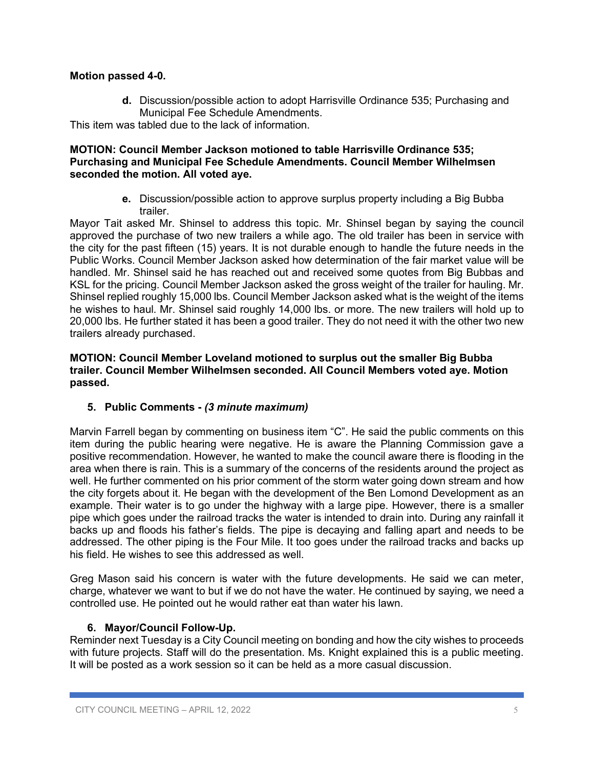**Motion passed 4-0.**

**d.** Discussion/possible action to adopt Harrisville Ordinance 535; Purchasing and Municipal Fee Schedule Amendments.

This item was tabled due to the lack of information.

**MOTION: Council Member Jackson motioned to table Harrisville Ordinance 535; Purchasing and Municipal Fee Schedule Amendments. Council Member Wilhelmsen seconded the motion. All voted aye.**

**e.** Discussion/possible action to approve surplus property including a Big Bubba trailer.

Mayor Tait asked Mr. Shinsel to address this topic. Mr. Shinsel began by saying the council approved the purchase of two new trailers a while ago. The old trailer has been in service with the city for the past fifteen (15) years. It is not durable enough to handle the future needs in the Public Works. Council Member Jackson asked how determination of the fair market value will be handled. Mr. Shinsel said he has reached out and received some quotes from Big Bubbas and KSL for the pricing. Council Member Jackson asked the gross weight of the trailer for hauling. Mr. Shinsel replied roughly 15,000 lbs. Council Member Jackson asked what is the weight of the items he wishes to haul. Mr. Shinsel said roughly 14,000 lbs. or more. The new trailers will hold up to 20,000 lbs. He further stated it has been a good trailer. They do not need it with the other two new trailers already purchased.

**MOTION: Council Member Loveland motioned to surplus out the smaller Big Bubba trailer. Council Member Wilhelmsen seconded. All Council Members voted aye. Motion passed.**

## 5. Public Comments - *(3 minute maximum)*

Marvin Farrell began by commenting on business item "C". He said the public comments on this item during the public hearing were negative. He is aware the Planning Commission gave a positive recommendation. However, he wanted to make the council aware there is flooding in the area when there is rain. This is a summary of the concerns of the residents around the project as well. He further commented on his prior comment of the storm water going down stream and how the city forgets about it. He began with the development of the Ben Lomond Development as an example. Their water is to go under the highway with a large pipe. However, there is a smaller pipe which goes under the railroad tracks the water is intended to drain into. During any rainfall it backs up and floods his father's fields. The pipe is decaying and falling apart and needs to be addressed. The other piping is the Four Mile. It too goes under the railroad tracks and backs up his field. He wishes to see this addressed as well.

Greg Mason said his concern is water with the future developments. He said we can meter, charge, whatever we want to but if we do not have the water. He continued by saying, we need a controlled use. He pointed out he would rather eat than water his lawn.

## 6. Mayor/Council Follow-Up.

Reminder next Tuesday is a City Council meeting on bonding and how the city wishes to proceeds with future projects. Staff will do the presentation. Ms. Knight explained this is a public meeting. It will be posted as a work session so it can be held as a more casual discussion.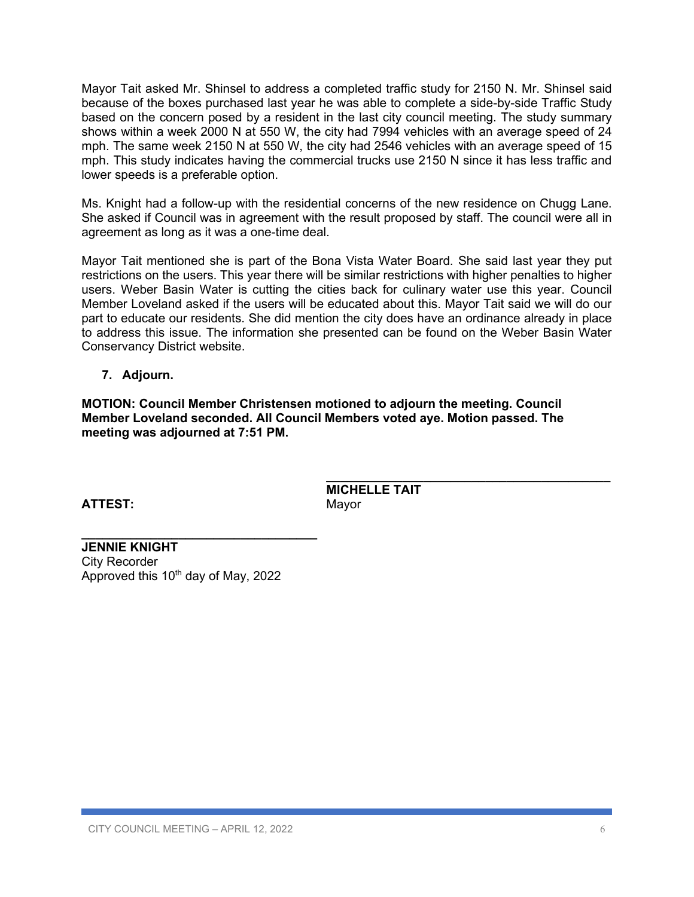Mayor Tait asked Mr. Shinsel to address a completed traffic study for 2150 N. Mr. Shinsel said because of the boxes purchased last year he was able to complete a side-by-side Traffic Study based on the concern posed by a resident in the last city council meeting. The study summary shows within a week 2000 N at 550 W, the city had 7994 vehicles with an average speed of 24 mph. The same week 2150 N at 550 W, the city had 2546 vehicles with an average speed of 15 mph. This study indicates having the commercial trucks use 2150 N since it has less traffic and lower speeds is a preferable option.

Ms. Knight had a follow-up with the residential concerns of the new residence on Chugg Lane. She asked if Council was in agreement with the result proposed by staff. The council were all in agreement as long as it was a one-time deal.

Mayor Tait mentioned she is part of the Bona Vista Water Board. She said last year they put restrictions on the users. This year there will be similar restrictions with higher penalties to higher users. Weber Basin Water is cutting the cities back for culinary water use this year. Council Member Loveland asked if the users will be educated about this. Mayor Tait said we will do our part to educate our residents. She did mention the city does have an ordinance already in place to address this issue. The information she presented can be found on the Weber Basin Water Conservancy District website.

**7. Adjourn.**

**MOTION: Council Member Christensen motioned to adjourn the meeting. Council Member Loveland seconded. All Council Members voted aye. Motion passed. The meeting was adjourned at 7:51 PM.**

\_\_\_\_\_\_\_\_\_\_\_\_\_\_\_\_\_\_\_\_\_\_\_\_\_\_\_\_\_\_\_\_\_\_\_\_\_\_\_\_
**MICHELLE TAIT**
Mayor

**ATTEST:**

\_\_\_\_\_\_\_\_\_\_\_\_\_\_\_\_\_\_\_\_\_\_\_\_\_\_\_\_\_\_\_\_\_\_\_\_
**JENNIE KNIGHT**
City Recorder
Approved this 10th day of May, 2022